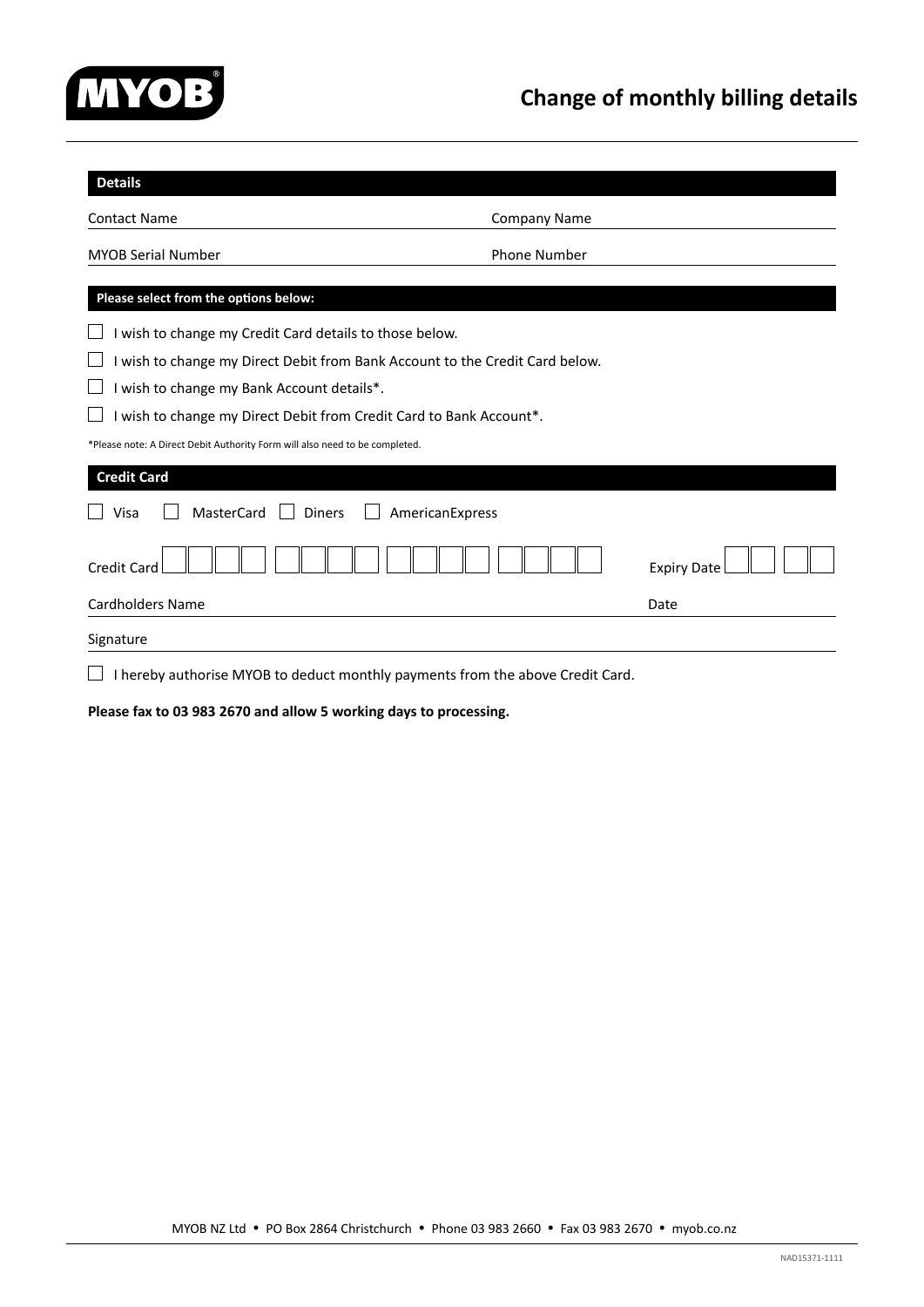**MYOB**

# Change of monthly billing details

## Details

Contact Name ______________________ Company Name ______________________

MYOB Serial Number ______________________ Phone Number ______________________

## Please select from the options below:

- ☐ I wish to change my Credit Card details to those below.
- ☐ I wish to change my Direct Debit from Bank Account to the Credit Card below.
- ☐ I wish to change my Bank Account details*.
- ☐ I wish to change my Direct Debit from Credit Card to Bank Account*.

*Please note: A Direct Debit Authority Form will also need to be completed.

## Credit Card

☐ Visa ☐ MasterCard ☐ Diners ☐ AmericanExpress

Credit Card ☐☐☐☐ ☐☐☐☐ ☐☐☐☐ ☐☐☐☐ Expiry Date ☐☐ ☐☐

Cardholders Name ______________________ Date ______________________

Signature ______________________

☐ I hereby authorise MYOB to deduct monthly payments from the above Credit Card.

**Please fax to 03 983 2670 and allow 5 working days to processing.**

MYOB NZ Ltd • PO Box 2864 Christchurch • Phone 03 983 2660 • Fax 03 983 2670 • myob.co.nz

NAD15371-1111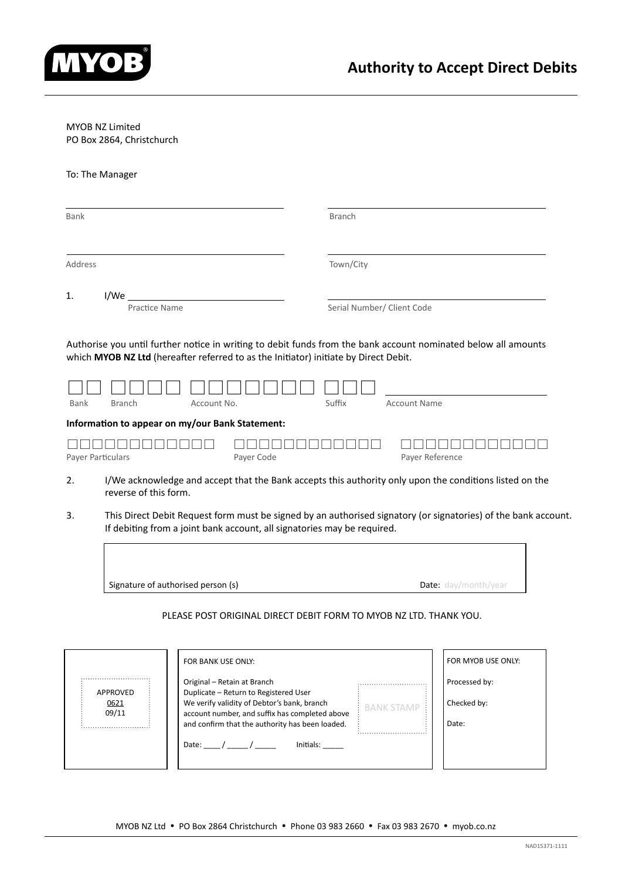MYOB

# Authority to Accept Direct Debits

MYOB NZ Limited
PO Box 2864, Christchurch

To: The Manager

Bank ______________________ Branch ______________________

Address ______________________ Town/City ______________________

1. I/We ______________________ (Practice Name) ______________________ (Serial Number/ Client Code)

Authorise you until further notice in writing to debit funds from the bank account nominated below all amounts which **MYOB NZ Ltd** (hereafter referred to as the Initiator) initiate by Direct Debit.

| Bank | Branch | Account No. | Suffix | Account Name |
|---|---|---|---|---|
| □□ | □□□□ | □□□□□□□ | □□□ | |

**Information to appear on my/our Bank Statement:**

| Payer Particulars | Payer Code | Payer Reference |
|---|---|---|
| □□□□□□□□□□□□ | □□□□□□□□□□□□ | □□□□□□□□□□□□ |

2. I/We acknowledge and accept that the Bank accepts this authority only upon the conditions listed on the reverse of this form.

3. This Direct Debit Request form must be signed by an authorised signatory (or signatories) of the bank account. If debiting from a joint bank account, all signatories may be required.

Signature of authorised person (s) ______________________ **Date:** day/month/year

PLEASE POST ORIGINAL DIRECT DEBIT FORM TO MYOB NZ LTD. THANK YOU.

APPROVED
0621
09/11

FOR BANK USE ONLY:

Original – Retain at Branch
Duplicate – Return to Registered User
We verify validity of Debtor's bank, branch account number, and suffix has completed above and confirm that the authority has been loaded.

BANK STAMP

Date: ____ / _____ / _____ Initials: _____

FOR MYOB USE ONLY:

Processed by:

Checked by:

Date:

MYOB NZ Ltd • PO Box 2864 Christchurch • Phone 03 983 2660 • Fax 03 983 2670 • myob.co.nz

NAD15371-1111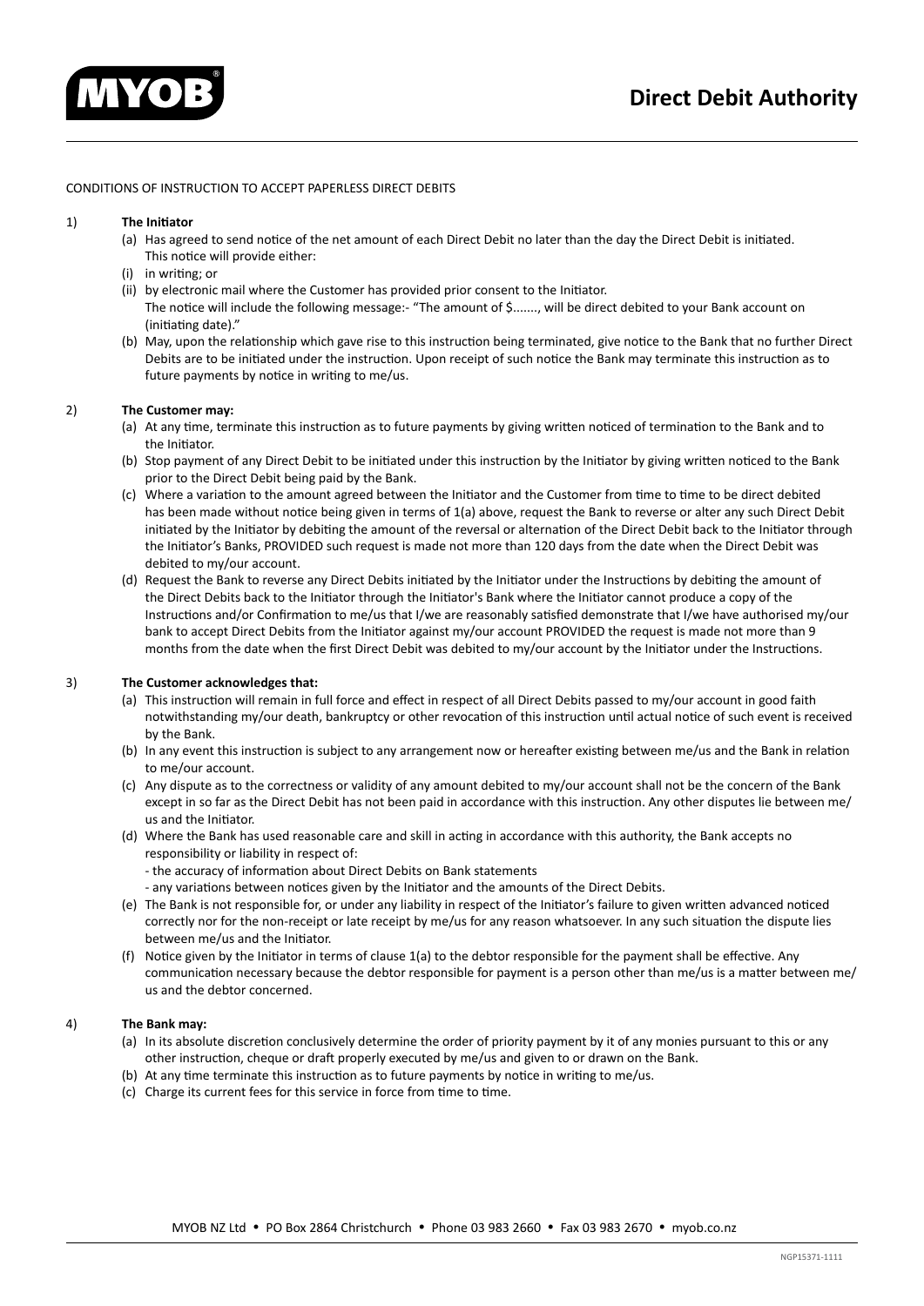MYOB

# Direct Debit Authority

CONDITIONS OF INSTRUCTION TO ACCEPT PAPERLESS DIRECT DEBITS

1) **The Initiator**

(a) Has agreed to send notice of the net amount of each Direct Debit no later than the day the Direct Debit is initiated. This notice will provide either:

(i) in writing; or

(ii) by electronic mail where the Customer has provided prior consent to the Initiator.

The notice will include the following message:- "The amount of $......., will be direct debited to your Bank account on (initiating date)."

(b) May, upon the relationship which gave rise to this instruction being terminated, give notice to the Bank that no further Direct Debits are to be initiated under the instruction. Upon receipt of such notice the Bank may terminate this instruction as to future payments by notice in writing to me/us.

2) **The Customer may:**

(a) At any time, terminate this instruction as to future payments by giving written noticed of termination to the Bank and to the Initiator.

(b) Stop payment of any Direct Debit to be initiated under this instruction by the Initiator by giving written noticed to the Bank prior to the Direct Debit being paid by the Bank.

(c) Where a variation to the amount agreed between the Initiator and the Customer from time to time to be direct debited has been made without notice being given in terms of 1(a) above, request the Bank to reverse or alter any such Direct Debit initiated by the Initiator by debiting the amount of the reversal or alternation of the Direct Debit back to the Initiator through the Initiator's Banks, PROVIDED such request is made not more than 120 days from the date when the Direct Debit was debited to my/our account.

(d) Request the Bank to reverse any Direct Debits initiated by the Initiator under the Instructions by debiting the amount of the Direct Debits back to the Initiator through the Initiator's Bank where the Initiator cannot produce a copy of the Instructions and/or Confirmation to me/us that I/we are reasonably satisfied demonstrate that I/we have authorised my/our bank to accept Direct Debits from the Initiator against my/our account PROVIDED the request is made not more than 9 months from the date when the first Direct Debit was debited to my/our account by the Initiator under the Instructions.

3) **The Customer acknowledges that:**

(a) This instruction will remain in full force and effect in respect of all Direct Debits passed to my/our account in good faith notwithstanding my/our death, bankruptcy or other revocation of this instruction until actual notice of such event is received by the Bank.

(b) In any event this instruction is subject to any arrangement now or hereafter existing between me/us and the Bank in relation to me/our account.

(c) Any dispute as to the correctness or validity of any amount debited to my/our account shall not be the concern of the Bank except in so far as the Direct Debit has not been paid in accordance with this instruction. Any other disputes lie between me/us and the Initiator.

(d) Where the Bank has used reasonable care and skill in acting in accordance with this authority, the Bank accepts no responsibility or liability in respect of:

- the accuracy of information about Direct Debits on Bank statements
- any variations between notices given by the Initiator and the amounts of the Direct Debits.

(e) The Bank is not responsible for, or under any liability in respect of the Initiator's failure to given written advanced noticed correctly nor for the non-receipt or late receipt by me/us for any reason whatsoever. In any such situation the dispute lies between me/us and the Initiator.

(f) Notice given by the Initiator in terms of clause 1(a) to the debtor responsible for the payment shall be effective. Any communication necessary because the debtor responsible for payment is a person other than me/us is a matter between me/us and the debtor concerned.

4) **The Bank may:**

(a) In its absolute discretion conclusively determine the order of priority payment by it of any monies pursuant to this or any other instruction, cheque or draft properly executed by me/us and given to or drawn on the Bank.

(b) At any time terminate this instruction as to future payments by notice in writing to me/us.

(c) Charge its current fees for this service in force from time to time.

MYOB NZ Ltd • PO Box 2864 Christchurch • Phone 03 983 2660 • Fax 03 983 2670 • myob.co.nz

NGP15371-1111